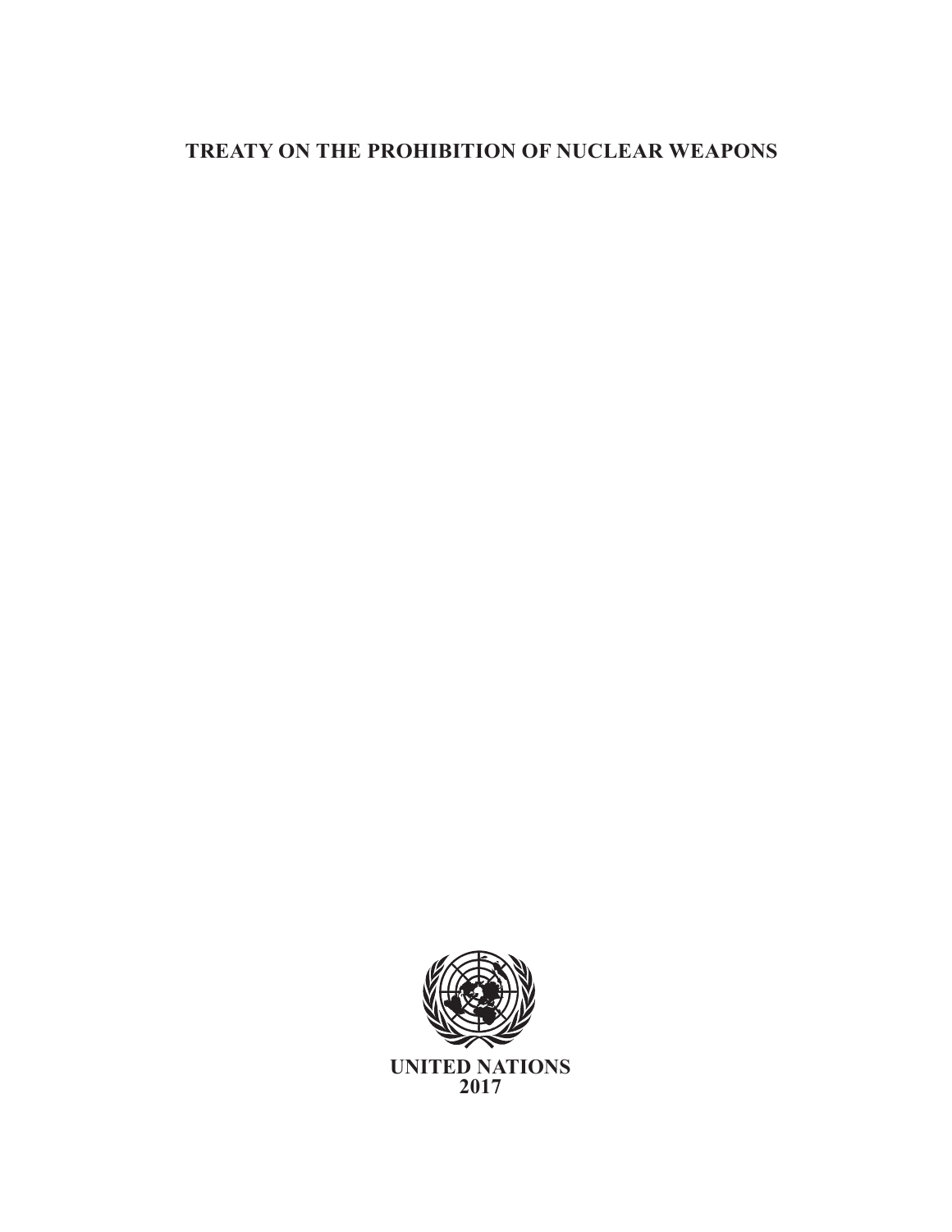# TREATY ON THE PROHIBITION OF NUCLEAR WEAPONS

**UNITED NATIONS**
**2017**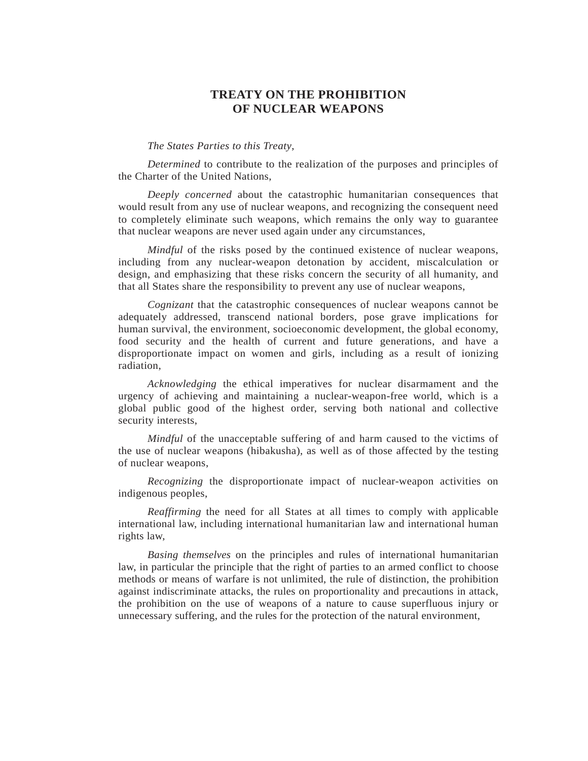# TREATY ON THE PROHIBITION OF NUCLEAR WEAPONS

*The States Parties to this Treaty*,

*Determined* to contribute to the realization of the purposes and principles of the Charter of the United Nations,

*Deeply concerned* about the catastrophic humanitarian consequences that would result from any use of nuclear weapons, and recognizing the consequent need to completely eliminate such weapons, which remains the only way to guarantee that nuclear weapons are never used again under any circumstances,

*Mindful* of the risks posed by the continued existence of nuclear weapons, including from any nuclear-weapon detonation by accident, miscalculation or design, and emphasizing that these risks concern the security of all humanity, and that all States share the responsibility to prevent any use of nuclear weapons,

*Cognizant* that the catastrophic consequences of nuclear weapons cannot be adequately addressed, transcend national borders, pose grave implications for human survival, the environment, socioeconomic development, the global economy, food security and the health of current and future generations, and have a disproportionate impact on women and girls, including as a result of ionizing radiation,

*Acknowledging* the ethical imperatives for nuclear disarmament and the urgency of achieving and maintaining a nuclear-weapon-free world, which is a global public good of the highest order, serving both national and collective security interests,

*Mindful* of the unacceptable suffering of and harm caused to the victims of the use of nuclear weapons (hibakusha), as well as of those affected by the testing of nuclear weapons,

*Recognizing* the disproportionate impact of nuclear-weapon activities on indigenous peoples,

*Reaffirming* the need for all States at all times to comply with applicable international law, including international humanitarian law and international human rights law,

*Basing themselves* on the principles and rules of international humanitarian law, in particular the principle that the right of parties to an armed conflict to choose methods or means of warfare is not unlimited, the rule of distinction, the prohibition against indiscriminate attacks, the rules on proportionality and precautions in attack, the prohibition on the use of weapons of a nature to cause superfluous injury or unnecessary suffering, and the rules for the protection of the natural environment,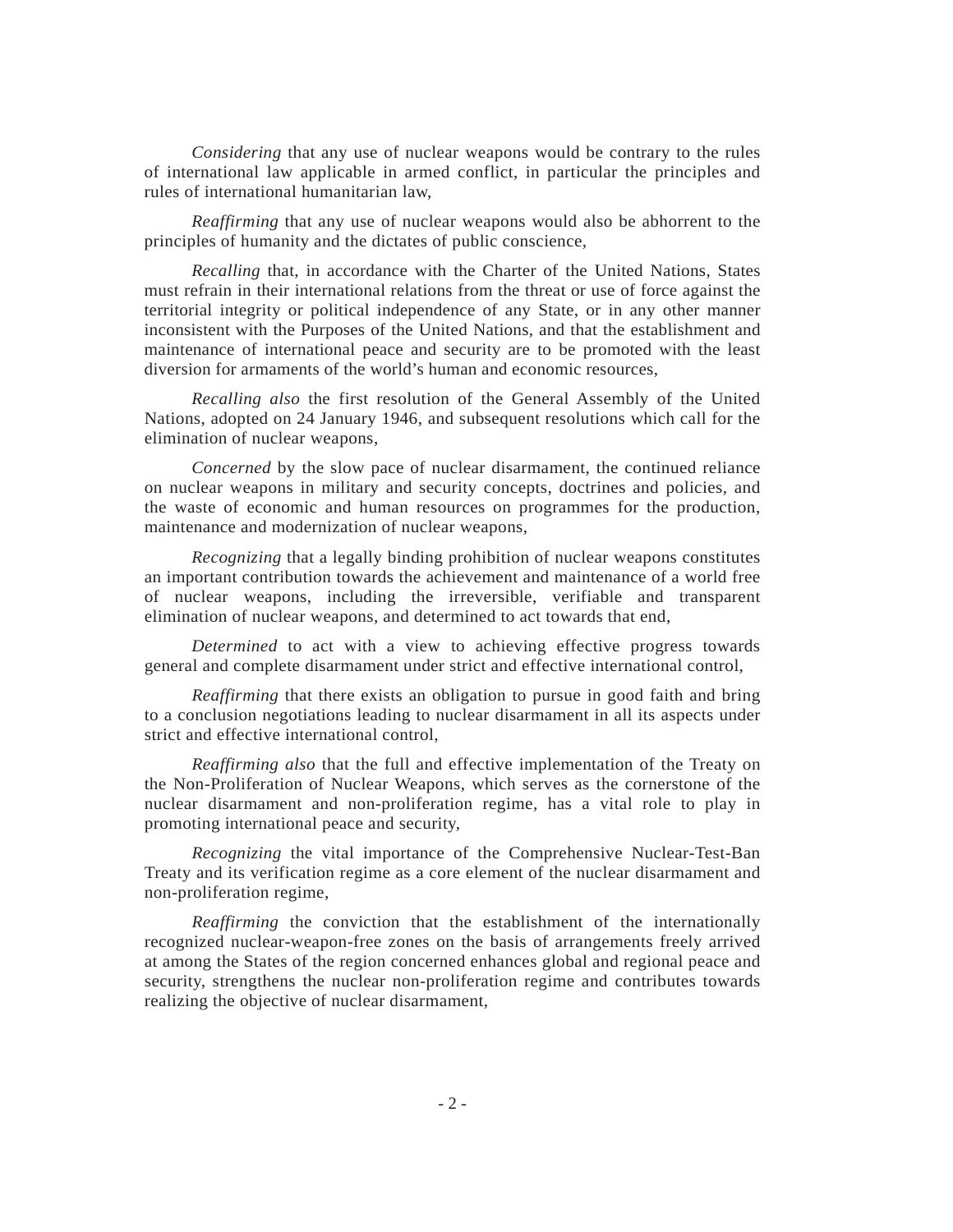*Considering* that any use of nuclear weapons would be contrary to the rules of international law applicable in armed conflict, in particular the principles and rules of international humanitarian law,

*Reaffirming* that any use of nuclear weapons would also be abhorrent to the principles of humanity and the dictates of public conscience,

*Recalling* that, in accordance with the Charter of the United Nations, States must refrain in their international relations from the threat or use of force against the territorial integrity or political independence of any State, or in any other manner inconsistent with the Purposes of the United Nations, and that the establishment and maintenance of international peace and security are to be promoted with the least diversion for armaments of the world's human and economic resources,

*Recalling also* the first resolution of the General Assembly of the United Nations, adopted on 24 January 1946, and subsequent resolutions which call for the elimination of nuclear weapons,

*Concerned* by the slow pace of nuclear disarmament, the continued reliance on nuclear weapons in military and security concepts, doctrines and policies, and the waste of economic and human resources on programmes for the production, maintenance and modernization of nuclear weapons,

*Recognizing* that a legally binding prohibition of nuclear weapons constitutes an important contribution towards the achievement and maintenance of a world free of nuclear weapons, including the irreversible, verifiable and transparent elimination of nuclear weapons, and determined to act towards that end,

*Determined* to act with a view to achieving effective progress towards general and complete disarmament under strict and effective international control,

*Reaffirming* that there exists an obligation to pursue in good faith and bring to a conclusion negotiations leading to nuclear disarmament in all its aspects under strict and effective international control,

*Reaffirming also* that the full and effective implementation of the Treaty on the Non-Proliferation of Nuclear Weapons, which serves as the cornerstone of the nuclear disarmament and non-proliferation regime, has a vital role to play in promoting international peace and security,

*Recognizing* the vital importance of the Comprehensive Nuclear-Test-Ban Treaty and its verification regime as a core element of the nuclear disarmament and non-proliferation regime,

*Reaffirming* the conviction that the establishment of the internationally recognized nuclear-weapon-free zones on the basis of arrangements freely arrived at among the States of the region concerned enhances global and regional peace and security, strengthens the nuclear non-proliferation regime and contributes towards realizing the objective of nuclear disarmament,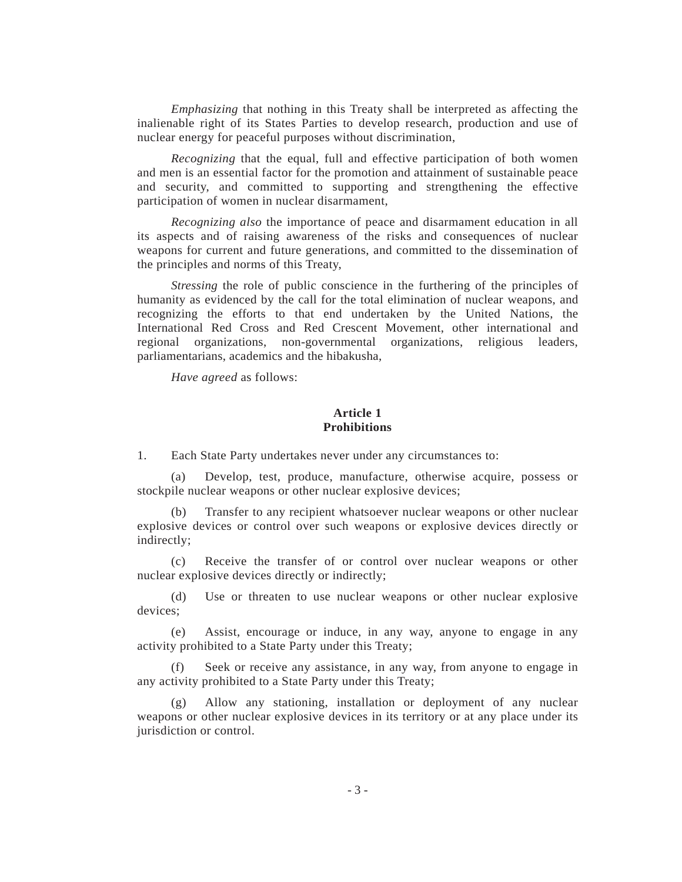*Emphasizing* that nothing in this Treaty shall be interpreted as affecting the inalienable right of its States Parties to develop research, production and use of nuclear energy for peaceful purposes without discrimination,

*Recognizing* that the equal, full and effective participation of both women and men is an essential factor for the promotion and attainment of sustainable peace and security, and committed to supporting and strengthening the effective participation of women in nuclear disarmament,

*Recognizing also* the importance of peace and disarmament education in all its aspects and of raising awareness of the risks and consequences of nuclear weapons for current and future generations, and committed to the dissemination of the principles and norms of this Treaty,

*Stressing* the role of public conscience in the furthering of the principles of humanity as evidenced by the call for the total elimination of nuclear weapons, and recognizing the efforts to that end undertaken by the United Nations, the International Red Cross and Red Crescent Movement, other international and regional organizations, non-governmental organizations, religious leaders, parliamentarians, academics and the hibakusha,

*Have agreed* as follows:

## Article 1
## Prohibitions

1. Each State Party undertakes never under any circumstances to:

(a) Develop, test, produce, manufacture, otherwise acquire, possess or stockpile nuclear weapons or other nuclear explosive devices;

(b) Transfer to any recipient whatsoever nuclear weapons or other nuclear explosive devices or control over such weapons or explosive devices directly or indirectly;

(c) Receive the transfer of or control over nuclear weapons or other nuclear explosive devices directly or indirectly;

(d) Use or threaten to use nuclear weapons or other nuclear explosive devices;

(e) Assist, encourage or induce, in any way, anyone to engage in any activity prohibited to a State Party under this Treaty;

(f) Seek or receive any assistance, in any way, from anyone to engage in any activity prohibited to a State Party under this Treaty;

(g) Allow any stationing, installation or deployment of any nuclear weapons or other nuclear explosive devices in its territory or at any place under its jurisdiction or control.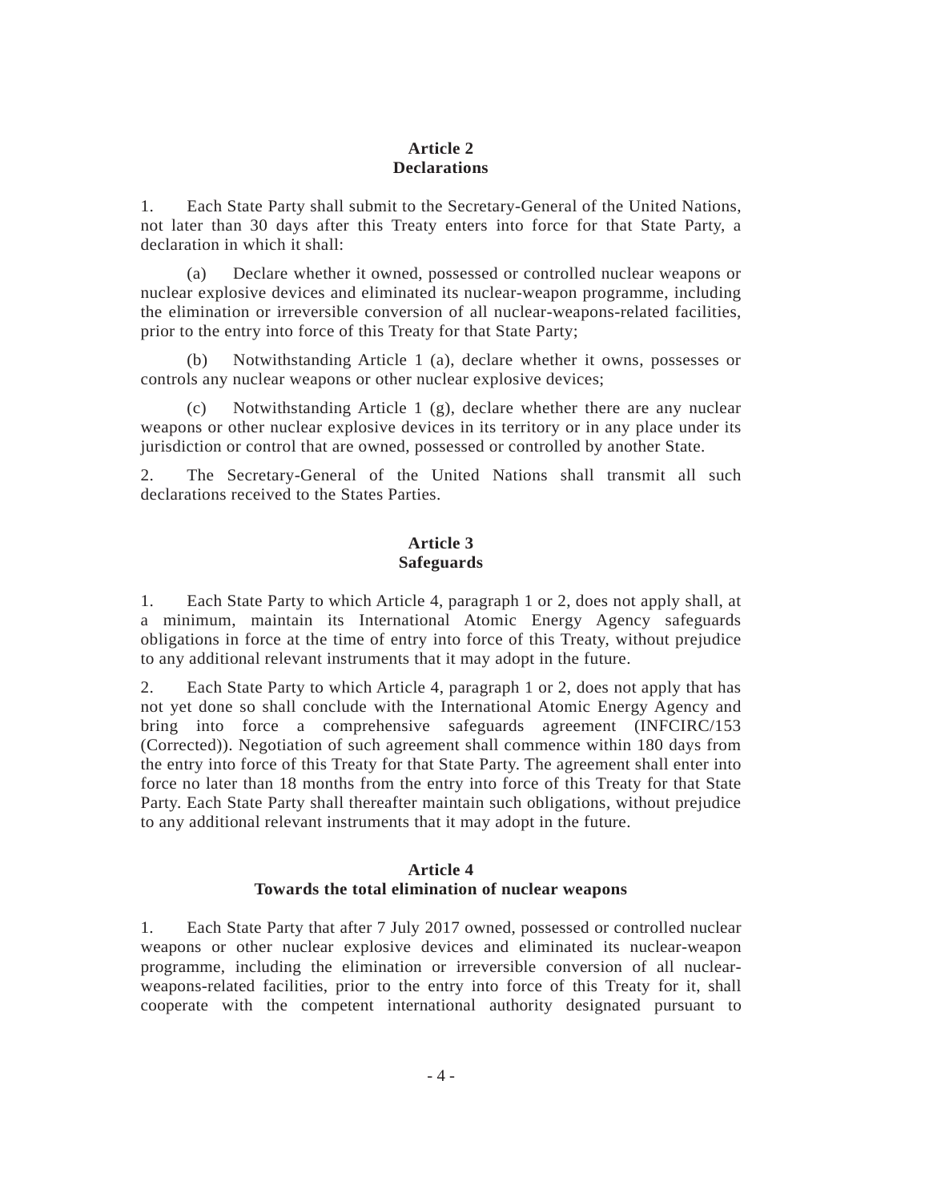## Article 2
## Declarations

1. Each State Party shall submit to the Secretary-General of the United Nations, not later than 30 days after this Treaty enters into force for that State Party, a declaration in which it shall:

(a) Declare whether it owned, possessed or controlled nuclear weapons or nuclear explosive devices and eliminated its nuclear-weapon programme, including the elimination or irreversible conversion of all nuclear-weapons-related facilities, prior to the entry into force of this Treaty for that State Party;

(b) Notwithstanding Article 1 (a), declare whether it owns, possesses or controls any nuclear weapons or other nuclear explosive devices;

(c) Notwithstanding Article 1 (g), declare whether there are any nuclear weapons or other nuclear explosive devices in its territory or in any place under its jurisdiction or control that are owned, possessed or controlled by another State.

2. The Secretary-General of the United Nations shall transmit all such declarations received to the States Parties.

## Article 3
## Safeguards

1. Each State Party to which Article 4, paragraph 1 or 2, does not apply shall, at a minimum, maintain its International Atomic Energy Agency safeguards obligations in force at the time of entry into force of this Treaty, without prejudice to any additional relevant instruments that it may adopt in the future.

2. Each State Party to which Article 4, paragraph 1 or 2, does not apply that has not yet done so shall conclude with the International Atomic Energy Agency and bring into force a comprehensive safeguards agreement (INFCIRC/153 (Corrected)). Negotiation of such agreement shall commence within 180 days from the entry into force of this Treaty for that State Party. The agreement shall enter into force no later than 18 months from the entry into force of this Treaty for that State Party. Each State Party shall thereafter maintain such obligations, without prejudice to any additional relevant instruments that it may adopt in the future.

## Article 4
## Towards the total elimination of nuclear weapons

1. Each State Party that after 7 July 2017 owned, possessed or controlled nuclear weapons or other nuclear explosive devices and eliminated its nuclear-weapon programme, including the elimination or irreversible conversion of all nuclear-weapons-related facilities, prior to the entry into force of this Treaty for it, shall cooperate with the competent international authority designated pursuant to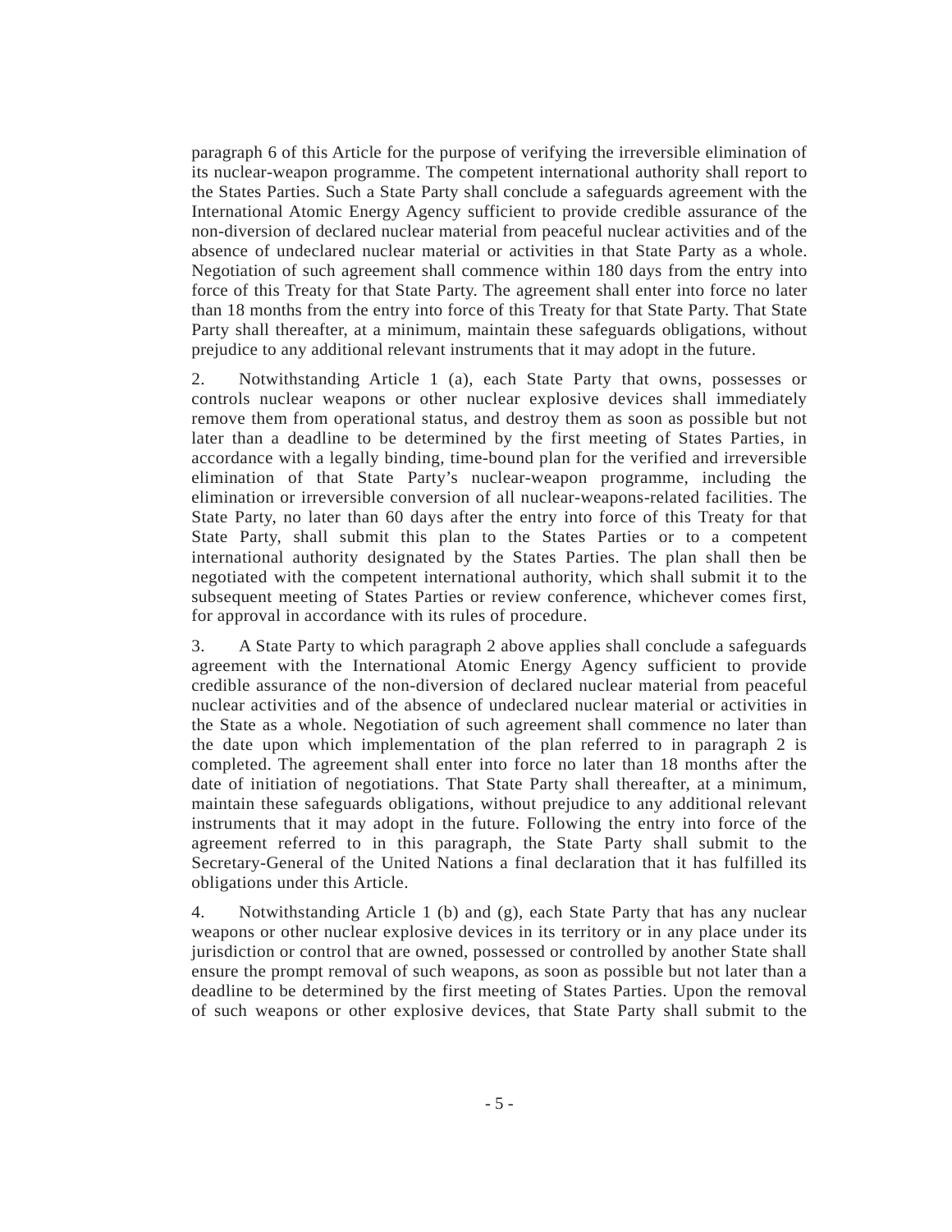paragraph 6 of this Article for the purpose of verifying the irreversible elimination of its nuclear-weapon programme. The competent international authority shall report to the States Parties. Such a State Party shall conclude a safeguards agreement with the International Atomic Energy Agency sufficient to provide credible assurance of the non-diversion of declared nuclear material from peaceful nuclear activities and of the absence of undeclared nuclear material or activities in that State Party as a whole. Negotiation of such agreement shall commence within 180 days from the entry into force of this Treaty for that State Party. The agreement shall enter into force no later than 18 months from the entry into force of this Treaty for that State Party. That State Party shall thereafter, at a minimum, maintain these safeguards obligations, without prejudice to any additional relevant instruments that it may adopt in the future.

2. Notwithstanding Article 1 (a), each State Party that owns, possesses or controls nuclear weapons or other nuclear explosive devices shall immediately remove them from operational status, and destroy them as soon as possible but not later than a deadline to be determined by the first meeting of States Parties, in accordance with a legally binding, time-bound plan for the verified and irreversible elimination of that State Party's nuclear-weapon programme, including the elimination or irreversible conversion of all nuclear-weapons-related facilities. The State Party, no later than 60 days after the entry into force of this Treaty for that State Party, shall submit this plan to the States Parties or to a competent international authority designated by the States Parties. The plan shall then be negotiated with the competent international authority, which shall submit it to the subsequent meeting of States Parties or review conference, whichever comes first, for approval in accordance with its rules of procedure.

3. A State Party to which paragraph 2 above applies shall conclude a safeguards agreement with the International Atomic Energy Agency sufficient to provide credible assurance of the non-diversion of declared nuclear material from peaceful nuclear activities and of the absence of undeclared nuclear material or activities in the State as a whole. Negotiation of such agreement shall commence no later than the date upon which implementation of the plan referred to in paragraph 2 is completed. The agreement shall enter into force no later than 18 months after the date of initiation of negotiations. That State Party shall thereafter, at a minimum, maintain these safeguards obligations, without prejudice to any additional relevant instruments that it may adopt in the future. Following the entry into force of the agreement referred to in this paragraph, the State Party shall submit to the Secretary-General of the United Nations a final declaration that it has fulfilled its obligations under this Article.

4. Notwithstanding Article 1 (b) and (g), each State Party that has any nuclear weapons or other nuclear explosive devices in its territory or in any place under its jurisdiction or control that are owned, possessed or controlled by another State shall ensure the prompt removal of such weapons, as soon as possible but not later than a deadline to be determined by the first meeting of States Parties. Upon the removal of such weapons or other explosive devices, that State Party shall submit to the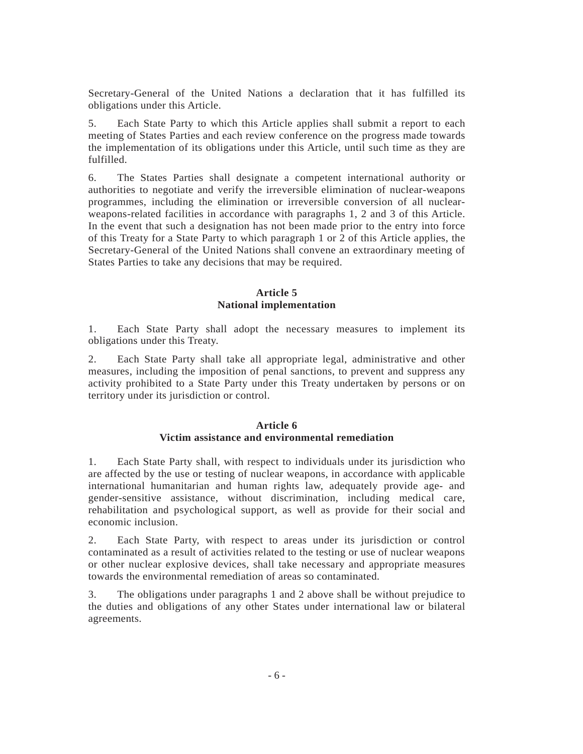Secretary-General of the United Nations a declaration that it has fulfilled its obligations under this Article.

5. Each State Party to which this Article applies shall submit a report to each meeting of States Parties and each review conference on the progress made towards the implementation of its obligations under this Article, until such time as they are fulfilled.

6. The States Parties shall designate a competent international authority or authorities to negotiate and verify the irreversible elimination of nuclear-weapons programmes, including the elimination or irreversible conversion of all nuclear-weapons-related facilities in accordance with paragraphs 1, 2 and 3 of this Article. In the event that such a designation has not been made prior to the entry into force of this Treaty for a State Party to which paragraph 1 or 2 of this Article applies, the Secretary-General of the United Nations shall convene an extraordinary meeting of States Parties to take any decisions that may be required.

## Article 5
## National implementation

1. Each State Party shall adopt the necessary measures to implement its obligations under this Treaty.

2. Each State Party shall take all appropriate legal, administrative and other measures, including the imposition of penal sanctions, to prevent and suppress any activity prohibited to a State Party under this Treaty undertaken by persons or on territory under its jurisdiction or control.

## Article 6
## Victim assistance and environmental remediation

1. Each State Party shall, with respect to individuals under its jurisdiction who are affected by the use or testing of nuclear weapons, in accordance with applicable international humanitarian and human rights law, adequately provide age- and gender-sensitive assistance, without discrimination, including medical care, rehabilitation and psychological support, as well as provide for their social and economic inclusion.

2. Each State Party, with respect to areas under its jurisdiction or control contaminated as a result of activities related to the testing or use of nuclear weapons or other nuclear explosive devices, shall take necessary and appropriate measures towards the environmental remediation of areas so contaminated.

3. The obligations under paragraphs 1 and 2 above shall be without prejudice to the duties and obligations of any other States under international law or bilateral agreements.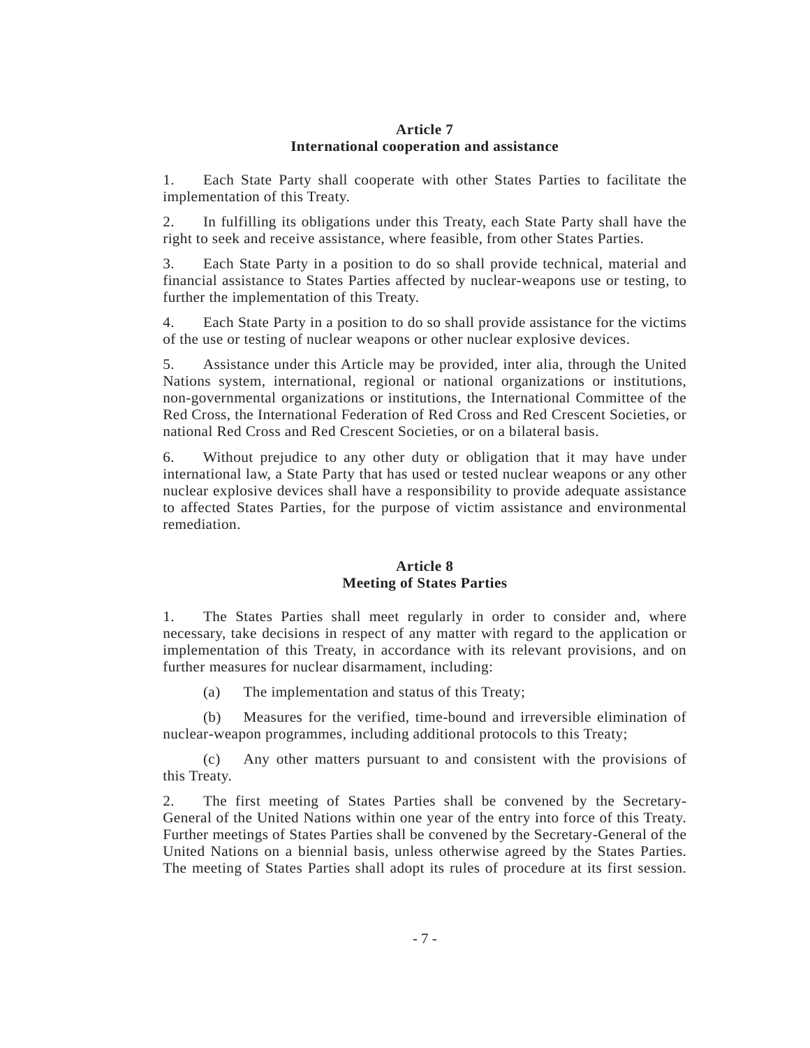**Article 7**
**International cooperation and assistance**

1. Each State Party shall cooperate with other States Parties to facilitate the implementation of this Treaty.

2. In fulfilling its obligations under this Treaty, each State Party shall have the right to seek and receive assistance, where feasible, from other States Parties.

3. Each State Party in a position to do so shall provide technical, material and financial assistance to States Parties affected by nuclear-weapons use or testing, to further the implementation of this Treaty.

4. Each State Party in a position to do so shall provide assistance for the victims of the use or testing of nuclear weapons or other nuclear explosive devices.

5. Assistance under this Article may be provided, inter alia, through the United Nations system, international, regional or national organizations or institutions, non-governmental organizations or institutions, the International Committee of the Red Cross, the International Federation of Red Cross and Red Crescent Societies, or national Red Cross and Red Crescent Societies, or on a bilateral basis.

6. Without prejudice to any other duty or obligation that it may have under international law, a State Party that has used or tested nuclear weapons or any other nuclear explosive devices shall have a responsibility to provide adequate assistance to affected States Parties, for the purpose of victim assistance and environmental remediation.

**Article 8**
**Meeting of States Parties**

1. The States Parties shall meet regularly in order to consider and, where necessary, take decisions in respect of any matter with regard to the application or implementation of this Treaty, in accordance with its relevant provisions, and on further measures for nuclear disarmament, including:

(a) The implementation and status of this Treaty;

(b) Measures for the verified, time-bound and irreversible elimination of nuclear-weapon programmes, including additional protocols to this Treaty;

(c) Any other matters pursuant to and consistent with the provisions of this Treaty.

2. The first meeting of States Parties shall be convened by the Secretary-General of the United Nations within one year of the entry into force of this Treaty. Further meetings of States Parties shall be convened by the Secretary-General of the United Nations on a biennial basis, unless otherwise agreed by the States Parties. The meeting of States Parties shall adopt its rules of procedure at its first session.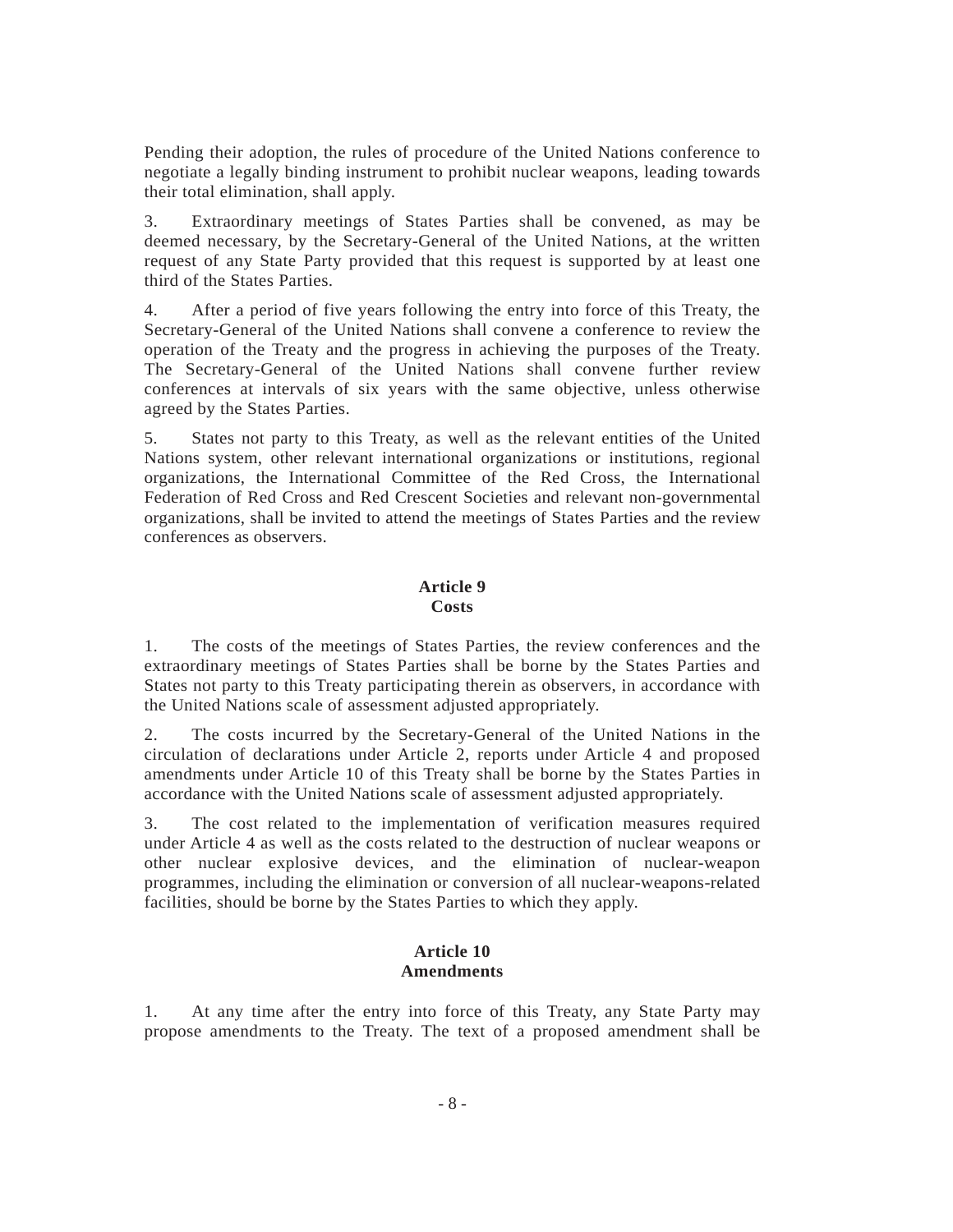Pending their adoption, the rules of procedure of the United Nations conference to negotiate a legally binding instrument to prohibit nuclear weapons, leading towards their total elimination, shall apply.

3. Extraordinary meetings of States Parties shall be convened, as may be deemed necessary, by the Secretary-General of the United Nations, at the written request of any State Party provided that this request is supported by at least one third of the States Parties.

4. After a period of five years following the entry into force of this Treaty, the Secretary-General of the United Nations shall convene a conference to review the operation of the Treaty and the progress in achieving the purposes of the Treaty. The Secretary-General of the United Nations shall convene further review conferences at intervals of six years with the same objective, unless otherwise agreed by the States Parties.

5. States not party to this Treaty, as well as the relevant entities of the United Nations system, other relevant international organizations or institutions, regional organizations, the International Committee of the Red Cross, the International Federation of Red Cross and Red Crescent Societies and relevant non-governmental organizations, shall be invited to attend the meetings of States Parties and the review conferences as observers.

## Article 9
## Costs

1. The costs of the meetings of States Parties, the review conferences and the extraordinary meetings of States Parties shall be borne by the States Parties and States not party to this Treaty participating therein as observers, in accordance with the United Nations scale of assessment adjusted appropriately.

2. The costs incurred by the Secretary-General of the United Nations in the circulation of declarations under Article 2, reports under Article 4 and proposed amendments under Article 10 of this Treaty shall be borne by the States Parties in accordance with the United Nations scale of assessment adjusted appropriately.

3. The cost related to the implementation of verification measures required under Article 4 as well as the costs related to the destruction of nuclear weapons or other nuclear explosive devices, and the elimination of nuclear-weapon programmes, including the elimination or conversion of all nuclear-weapons-related facilities, should be borne by the States Parties to which they apply.

## Article 10
## Amendments

1. At any time after the entry into force of this Treaty, any State Party may propose amendments to the Treaty. The text of a proposed amendment shall be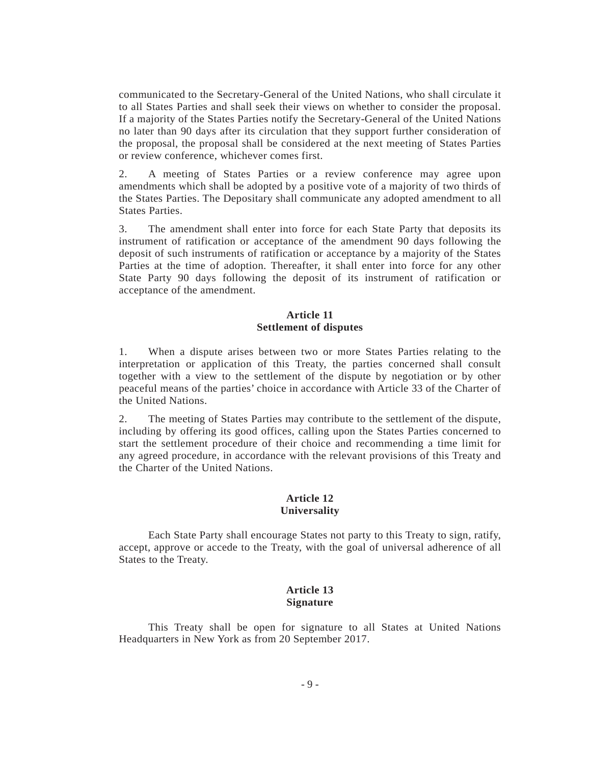communicated to the Secretary-General of the United Nations, who shall circulate it to all States Parties and shall seek their views on whether to consider the proposal. If a majority of the States Parties notify the Secretary-General of the United Nations no later than 90 days after its circulation that they support further consideration of the proposal, the proposal shall be considered at the next meeting of States Parties or review conference, whichever comes first.

2. A meeting of States Parties or a review conference may agree upon amendments which shall be adopted by a positive vote of a majority of two thirds of the States Parties. The Depositary shall communicate any adopted amendment to all States Parties.

3. The amendment shall enter into force for each State Party that deposits its instrument of ratification or acceptance of the amendment 90 days following the deposit of such instruments of ratification or acceptance by a majority of the States Parties at the time of adoption. Thereafter, it shall enter into force for any other State Party 90 days following the deposit of its instrument of ratification or acceptance of the amendment.

## Article 11
## Settlement of disputes

1. When a dispute arises between two or more States Parties relating to the interpretation or application of this Treaty, the parties concerned shall consult together with a view to the settlement of the dispute by negotiation or by other peaceful means of the parties' choice in accordance with Article 33 of the Charter of the United Nations.

2. The meeting of States Parties may contribute to the settlement of the dispute, including by offering its good offices, calling upon the States Parties concerned to start the settlement procedure of their choice and recommending a time limit for any agreed procedure, in accordance with the relevant provisions of this Treaty and the Charter of the United Nations.

## Article 12
## Universality

Each State Party shall encourage States not party to this Treaty to sign, ratify, accept, approve or accede to the Treaty, with the goal of universal adherence of all States to the Treaty.

## Article 13
## Signature

This Treaty shall be open for signature to all States at United Nations Headquarters in New York as from 20 September 2017.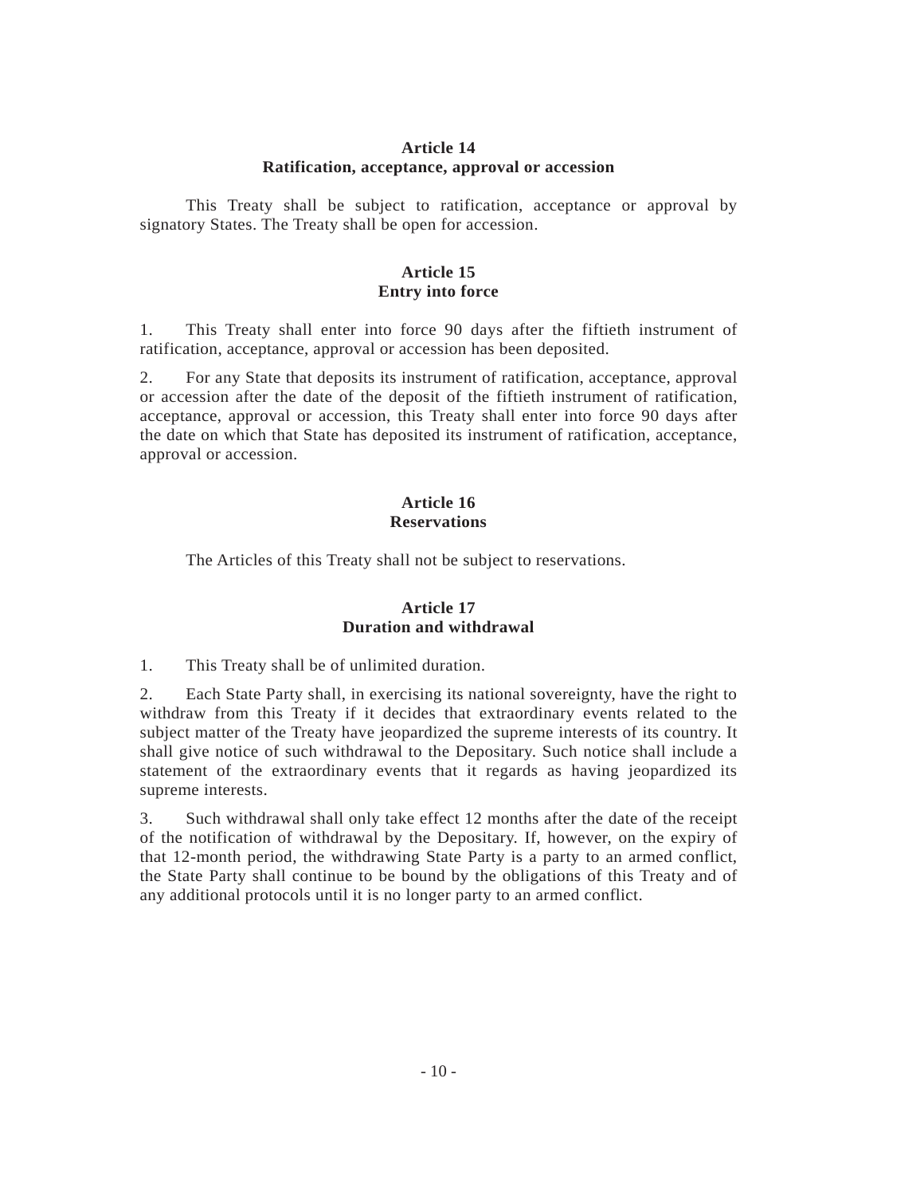### Article 14
### Ratification, acceptance, approval or accession

This Treaty shall be subject to ratification, acceptance or approval by signatory States. The Treaty shall be open for accession.

### Article 15
### Entry into force

1. This Treaty shall enter into force 90 days after the fiftieth instrument of ratification, acceptance, approval or accession has been deposited.

2. For any State that deposits its instrument of ratification, acceptance, approval or accession after the date of the deposit of the fiftieth instrument of ratification, acceptance, approval or accession, this Treaty shall enter into force 90 days after the date on which that State has deposited its instrument of ratification, acceptance, approval or accession.

### Article 16
### Reservations

The Articles of this Treaty shall not be subject to reservations.

### Article 17
### Duration and withdrawal

1. This Treaty shall be of unlimited duration.

2. Each State Party shall, in exercising its national sovereignty, have the right to withdraw from this Treaty if it decides that extraordinary events related to the subject matter of the Treaty have jeopardized the supreme interests of its country. It shall give notice of such withdrawal to the Depositary. Such notice shall include a statement of the extraordinary events that it regards as having jeopardized its supreme interests.

3. Such withdrawal shall only take effect 12 months after the date of the receipt of the notification of withdrawal by the Depositary. If, however, on the expiry of that 12-month period, the withdrawing State Party is a party to an armed conflict, the State Party shall continue to be bound by the obligations of this Treaty and of any additional protocols until it is no longer party to an armed conflict.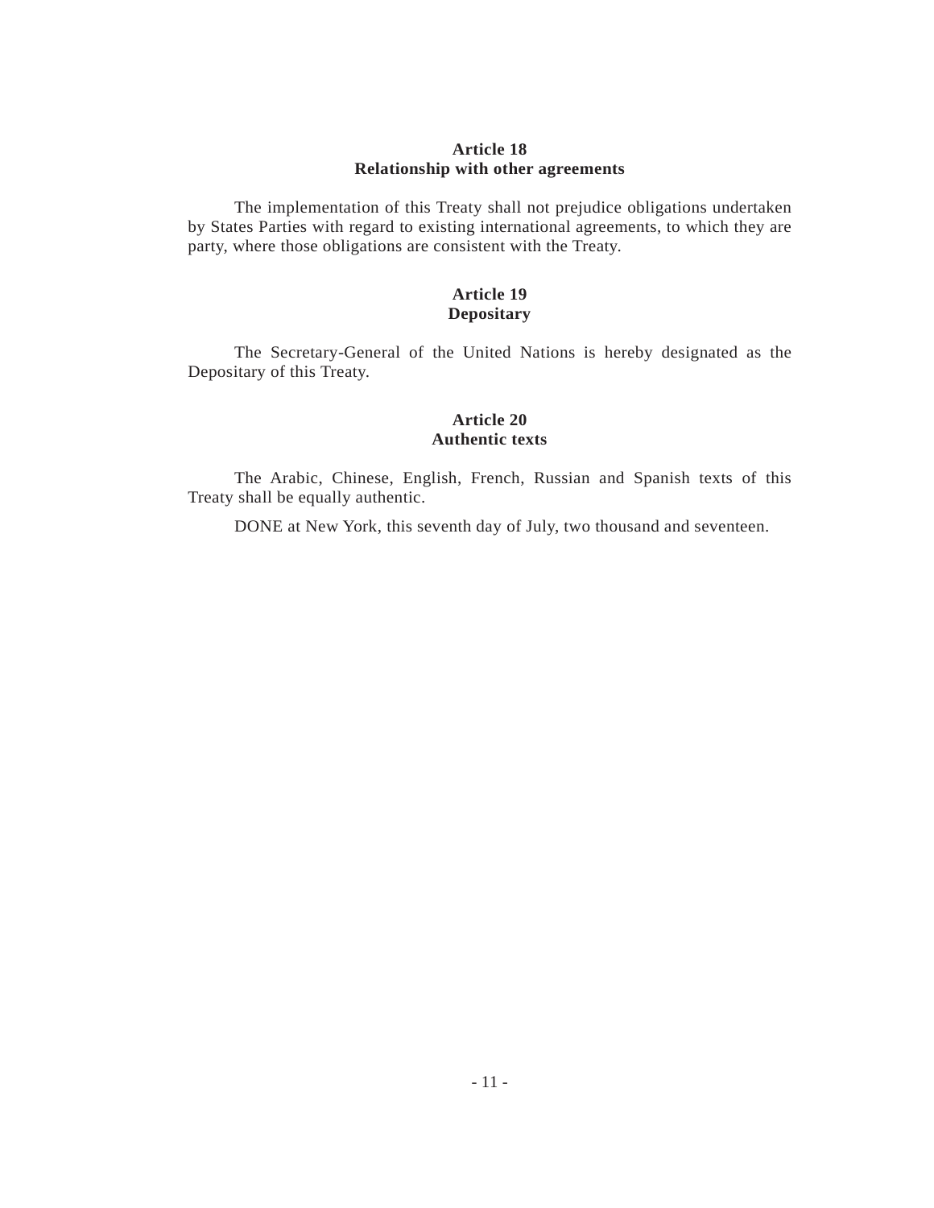**Article 18**
**Relationship with other agreements**

The implementation of this Treaty shall not prejudice obligations undertaken by States Parties with regard to existing international agreements, to which they are party, where those obligations are consistent with the Treaty.

**Article 19**
**Depositary**

The Secretary-General of the United Nations is hereby designated as the Depositary of this Treaty.

**Article 20**
**Authentic texts**

The Arabic, Chinese, English, French, Russian and Spanish texts of this Treaty shall be equally authentic.

DONE at New York, this seventh day of July, two thousand and seventeen.